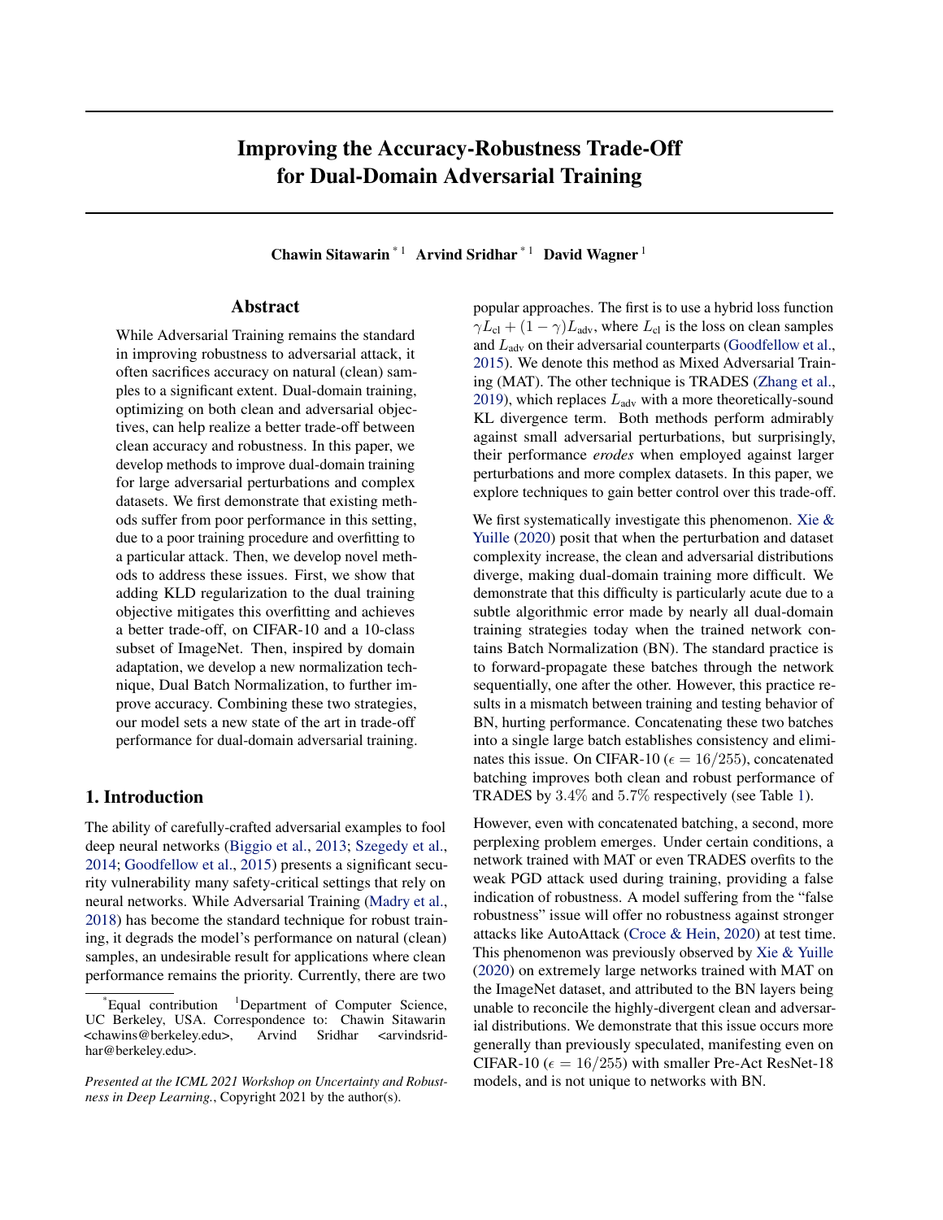# Improving the Accuracy-Robustness Trade-Off for Dual-Domain Adversarial Training

**Chawin Sitawarin** [*1] **Arvind Sridhar** [*1] **David Wagner** [1]

## Abstract

While Adversarial Training remains the standard in improving robustness to adversarial attack, it often sacrifices accuracy on natural (clean) samples to a significant extent. Dual-domain training, optimizing on both clean and adversarial objectives, can help realize a better trade-off between clean accuracy and robustness. In this paper, we develop methods to improve dual-domain training for large adversarial perturbations and complex datasets. We first demonstrate that existing methods suffer from poor performance in this setting, due to a poor training procedure and overfitting to a particular attack. Then, we develop novel methods to address these issues. First, we show that adding KLD regularization to the dual training objective mitigates this overfitting and achieves a better trade-off, on CIFAR-10 and a 10-class subset of ImageNet. Then, inspired by domain adaptation, we develop a new normalization technique, Dual Batch Normalization, to further improve accuracy. Combining these two strategies, our model sets a new state of the art in trade-off performance for dual-domain adversarial training.

## 1. Introduction

The ability of carefully-crafted adversarial examples to fool deep neural networks (Biggio et al., 2013; Szegedy et al., 2014; Goodfellow et al., 2015) presents a significant security vulnerability many safety-critical settings that rely on neural networks. While Adversarial Training (Madry et al., 2018) has become the standard technique for robust training, it degrades the model's performance on natural (clean) samples, an undesirable result for applications where clean performance remains the priority. Currently, there are two popular approaches. The first is to use a hybrid loss function $\gamma L_{\text{cl}} + (1 - \gamma)L_{\text{adv}}$, where $L_{\text{cl}}$ is the loss on clean samples and $L_{\text{adv}}$ on their adversarial counterparts (Goodfellow et al., 2015). We denote this method as Mixed Adversarial Training (MAT). The other technique is TRADES (Zhang et al., 2019), which replaces $L_{\text{adv}}$ with a more theoretically-sound KL divergence term. Both methods perform admirably against small adversarial perturbations, but surprisingly, their performance *erodes* when employed against larger perturbations and more complex datasets. In this paper, we explore techniques to gain better control over this trade-off.

We first systematically investigate this phenomenon. Xie & Yuille (2020) posit that when the perturbation and dataset complexity increase, the clean and adversarial distributions diverge, making dual-domain training more difficult. We demonstrate that this difficulty is particularly acute due to a subtle algorithmic error made by nearly all dual-domain training strategies today when the trained network contains Batch Normalization (BN). The standard practice is to forward-propagate these batches through the network sequentially, one after the other. However, this practice results in a mismatch between training and testing behavior of BN, hurting performance. Concatenating these two batches into a single large batch establishes consistency and eliminates this issue. On CIFAR-10 ($\epsilon = 16/255$), concatenated batching improves both clean and robust performance of TRADES by $3.4\%$ and $5.7\%$ respectively (see Table 1).

However, even with concatenated batching, a second, more perplexing problem emerges. Under certain conditions, a network trained with MAT or even TRADES overfits to the weak PGD attack used during training, providing a false indication of robustness. A model suffering from the "false robustness" issue will offer no robustness against stronger attacks like AutoAttack (Croce & Hein, 2020) at test time. This phenomenon was previously observed by Xie & Yuille (2020) on extremely large networks trained with MAT on the ImageNet dataset, and attributed to the BN layers being unable to reconcile the highly-divergent clean and adversarial distributions. We demonstrate that this issue occurs more generally than previously speculated, manifesting even on CIFAR-10 ($\epsilon = 16/255$) with smaller Pre-Act ResNet-18 models, and is not unique to networks with BN.

---

[*] Equal contribution [1] Department of Computer Science, UC Berkeley, USA. Correspondence to: Chawin Sitawarin <chawins@berkeley.edu>, Arvind Sridhar <arvindsridhar@berkeley.edu>.

*Presented at the ICML 2021 Workshop on Uncertainty and Robustness in Deep Learning.*, Copyright 2021 by the author(s).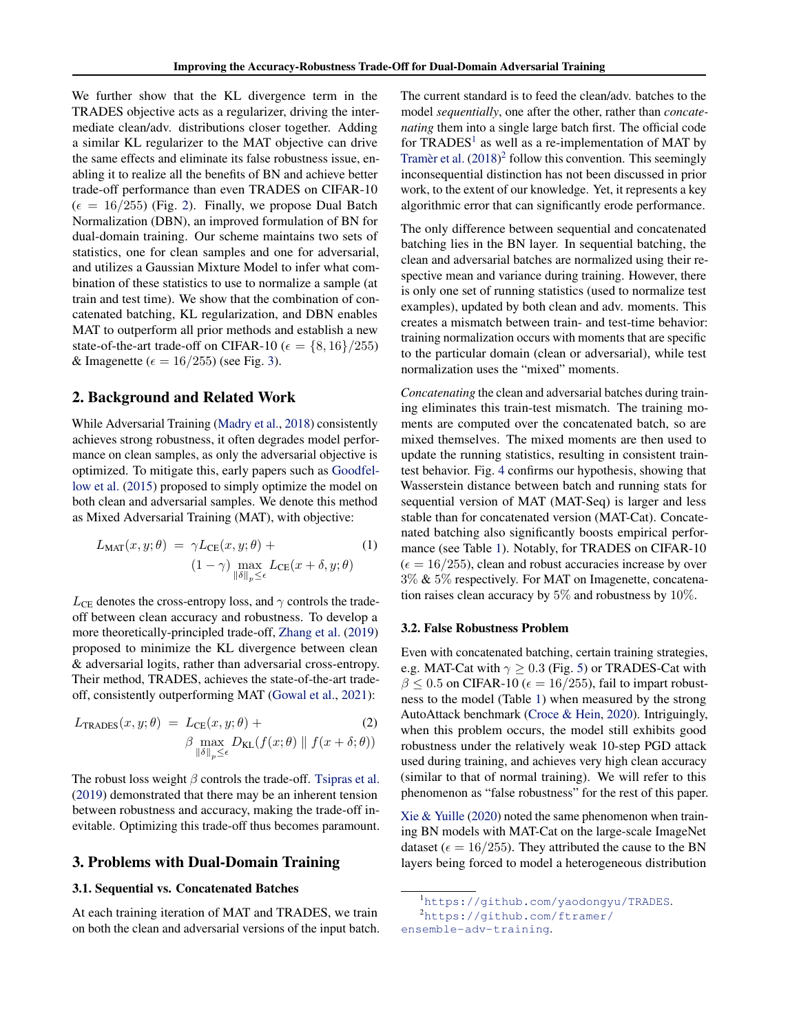We further show that the KL divergence term in the TRADES objective acts as a regularizer, driving the intermediate clean/adv. distributions closer together. Adding a similar KL regularizer to the MAT objective can drive the same effects and eliminate its false robustness issue, enabling it to realize all the benefits of BN and achieve better trade-off performance than even TRADES on CIFAR-10 ($\epsilon = 16/255$) (Fig. 2). Finally, we propose Dual Batch Normalization (DBN), an improved formulation of BN for dual-domain training. Our scheme maintains two sets of statistics, one for clean samples and one for adversarial, and utilizes a Gaussian Mixture Model to infer what combination of these statistics to use to normalize a sample (at train and test time). We show that the combination of concatenated batching, KL regularization, and DBN enables MAT to outperform all prior methods and establish a new state-of-the-art trade-off on CIFAR-10 ($\epsilon = \{8, 16\}/255$) & Imagenette ($\epsilon = 16/255$) (see Fig. 3).

## 2. Background and Related Work

While Adversarial Training (Madry et al., 2018) consistently achieves strong robustness, it often degrades model performance on clean samples, as only the adversarial objective is optimized. To mitigate this, early papers such as Goodfellow et al. (2015) proposed to simply optimize the model on both clean and adversarial samples. We denote this method as Mixed Adversarial Training (MAT), with objective:

$$L_{\text{MAT}}(x, y; \theta) = \gamma L_{\text{CE}}(x, y; \theta) + (1 - \gamma) \max_{\|\delta\|_p \leq \epsilon} L_{\text{CE}}(x + \delta, y; \theta) \quad (1)$$

$L_{\text{CE}}$ denotes the cross-entropy loss, and $\gamma$ controls the trade-off between clean accuracy and robustness. To develop a more theoretically-principled trade-off, Zhang et al. (2019) proposed to minimize the KL divergence between clean & adversarial logits, rather than adversarial cross-entropy. Their method, TRADES, achieves the state-of-the-art trade-off, consistently outperforming MAT (Gowal et al., 2021):

$$L_{\text{TRADES}}(x, y; \theta) = L_{\text{CE}}(x, y; \theta) + \beta \max_{\|\delta\|_p \leq \epsilon} D_{\text{KL}}(f(x; \theta) \parallel f(x + \delta; \theta)) \quad (2)$$

The robust loss weight $\beta$ controls the trade-off. Tsipras et al. (2019) demonstrated that there may be an inherent tension between robustness and accuracy, making the trade-off inevitable. Optimizing this trade-off thus becomes paramount.

## 3. Problems with Dual-Domain Training

### 3.1. Sequential vs. Concatenated Batches

At each training iteration of MAT and TRADES, we train on both the clean and adversarial versions of the input batch. The current standard is to feed the clean/adv. batches to the model *sequentially*, one after the other, rather than *concatenating* them into a single large batch first. The official code for TRADES[1] as well as a re-implementation of MAT by Tramèr et al. (2018)[2] follow this convention. This seemingly inconsequential distinction has not been discussed in prior work, to the extent of our knowledge. Yet, it represents a key algorithmic error that can significantly erode performance.

The only difference between sequential and concatenated batching lies in the BN layer. In sequential batching, the clean and adversarial batches are normalized using their respective mean and variance during training. However, there is only one set of running statistics (used to normalize test examples), updated by both clean and adv. moments. This creates a mismatch between train- and test-time behavior: training normalization occurs with moments that are specific to the particular domain (clean or adversarial), while test normalization uses the "mixed" moments.

*Concatenating* the clean and adversarial batches during training eliminates this train-test mismatch. The training moments are computed over the concatenated batch, so are mixed themselves. The mixed moments are then used to update the running statistics, resulting in consistent train-test behavior. Fig. 4 confirms our hypothesis, showing that Wasserstein distance between batch and running stats for sequential version of MAT (MAT-Seq) is larger and less stable than for concatenated version (MAT-Cat). Concatenated batching also significantly boosts empirical performance (see Table 1). Notably, for TRADES on CIFAR-10 ($\epsilon = 16/255$), clean and robust accuracies increase by over 3% & 5% respectively. For MAT on Imagenette, concatenation raises clean accuracy by 5% and robustness by 10%.

### 3.2. False Robustness Problem

Even with concatenated batching, certain training strategies, e.g. MAT-Cat with $\gamma \geq 0.3$ (Fig. 5) or TRADES-Cat with $\beta \leq 0.5$ on CIFAR-10 ($\epsilon = 16/255$), fail to impart robustness to the model (Table 1) when measured by the strong AutoAttack benchmark (Croce & Hein, 2020). Intriguingly, when this problem occurs, the model still exhibits good robustness under the relatively weak 10-step PGD attack used during training, and achieves very high clean accuracy (similar to that of normal training). We will refer to this phenomenon as "false robustness" for the rest of this paper.

Xie & Yuille (2020) noted the same phenomenon when training BN models with MAT-Cat on the large-scale ImageNet dataset ($\epsilon = 16/255$). They attributed the cause to the BN layers being forced to model a heterogeneous distribution

[1] https://github.com/yaodongyu/TRADES.
[2] https://github.com/ftramer/ensemble-adv-training.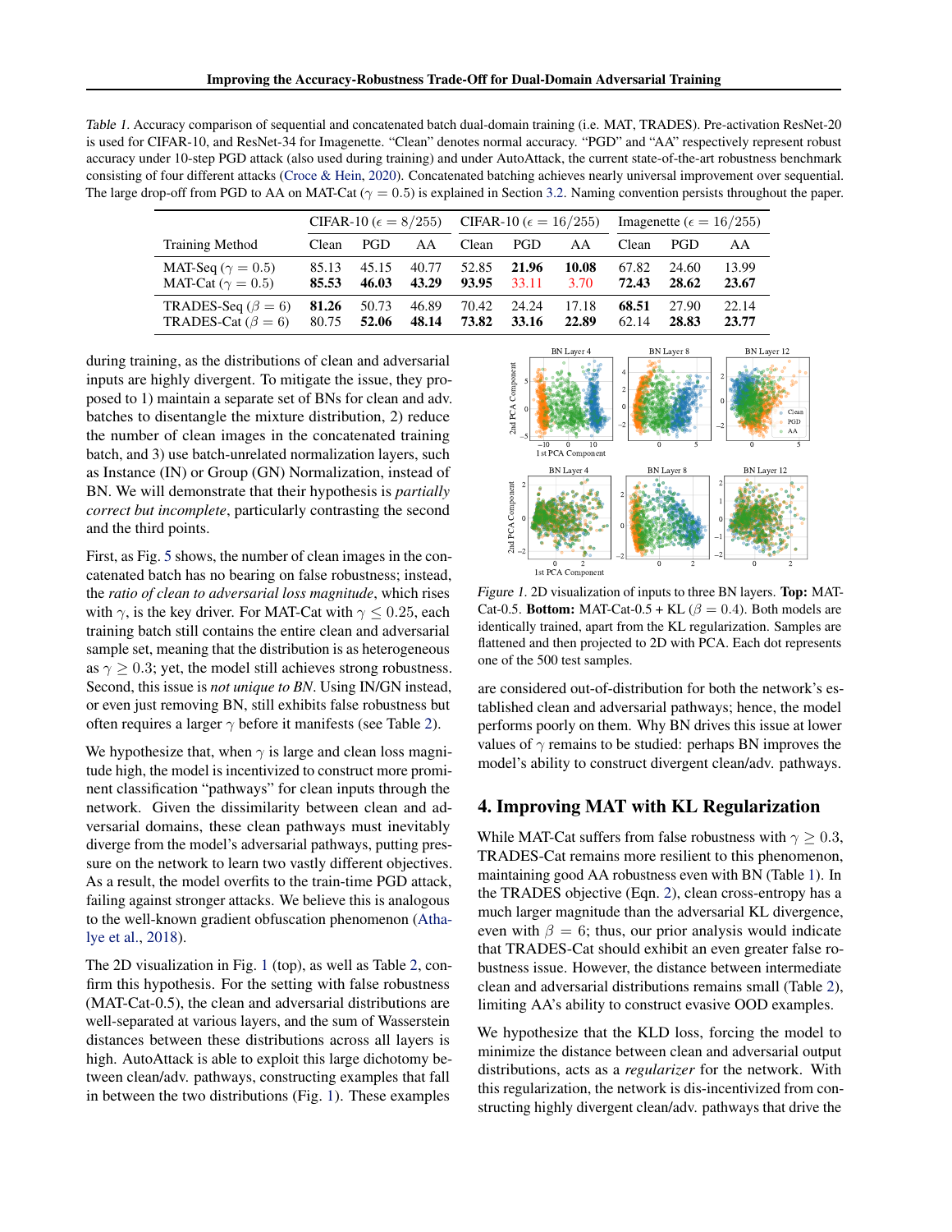Table 1. Accuracy comparison of sequential and concatenated batch dual-domain training (i.e. MAT, TRADES). Pre-activation ResNet-20 is used for CIFAR-10, and ResNet-34 for Imagenette. "Clean" denotes normal accuracy. "PGD" and "AA" respectively represent robust accuracy under 10-step PGD attack (also used during training) and under AutoAttack, the current state-of-the-art robustness benchmark consisting of four different attacks (Croce & Hein, 2020). Concatenated batching achieves nearly universal improvement over sequential. The large drop-off from PGD to AA on MAT-Cat ($\gamma = 0.5$) is explained in Section 3.2. Naming convention persists throughout the paper.

| | CIFAR-10 ($\epsilon = 8/255$) | | | CIFAR-10 ($\epsilon = 16/255$) | | | Imagenette ($\epsilon = 16/255$) | | |
|---|---|---|---|---|---|---|---|---|---|
| Training Method | Clean | PGD | AA | Clean | PGD | AA | Clean | PGD | AA |
| MAT-Seq ($\gamma = 0.5$) | 85.13 | 45.15 | 40.77 | 52.85 | **21.96** | **10.08** | 67.82 | 24.60 | 13.99 |
| MAT-Cat ($\gamma = 0.5$) | **85.53** | **46.03** | **43.29** | **93.95** | 33.11 | 3.70 | **72.43** | **28.62** | **23.67** |
| TRADES-Seq ($\beta = 6$) | **81.26** | 50.73 | 46.89 | 70.42 | 24.24 | 17.18 | **68.51** | 27.90 | 22.14 |
| TRADES-Cat ($\beta = 6$) | 80.75 | **52.06** | **48.14** | **73.82** | **33.16** | **22.89** | 62.14 | **28.83** | **23.77** |

during training, as the distributions of clean and adversarial inputs are highly divergent. To mitigate the issue, they proposed to 1) maintain a separate set of BNs for clean and adv. batches to disentangle the mixture distribution, 2) reduce the number of clean images in the concatenated training batch, and 3) use batch-unrelated normalization layers, such as Instance (IN) or Group (GN) Normalization, instead of BN. We will demonstrate that their hypothesis is *partially correct but incomplete*, particularly contrasting the second and the third points.

First, as Fig. 5 shows, the number of clean images in the concatenated batch has no bearing on false robustness; instead, the *ratio of clean to adversarial loss magnitude*, which rises with $\gamma$, is the key driver. For MAT-Cat with $\gamma \leq 0.25$, each training batch still contains the entire clean and adversarial sample set, meaning that the distribution is as heterogeneous as $\gamma \geq 0.3$; yet, the model still achieves strong robustness. Second, this issue is *not unique to BN*. Using IN/GN instead, or even just removing BN, still exhibits false robustness but often requires a larger $\gamma$ before it manifests (see Table 2).

We hypothesize that, when $\gamma$ is large and clean loss magnitude high, the model is incentivized to construct more prominent classification "pathways" for clean inputs through the network. Given the dissimilarity between clean and adversarial domains, these clean pathways must inevitably diverge from the model's adversarial pathways, putting pressure on the network to learn two vastly different objectives. As a result, the model overfits to the train-time PGD attack, failing against stronger attacks. We believe this is analogous to the well-known gradient obfuscation phenomenon (Athalye et al., 2018).

The 2D visualization in Fig. 1 (top), as well as Table 2, confirm this hypothesis. For the setting with false robustness (MAT-Cat-0.5), the clean and adversarial distributions are well-separated at various layers, and the sum of Wasserstein distances between these distributions across all layers is high. AutoAttack is able to exploit this large dichotomy between clean/adv. pathways, constructing examples that fall in between the two distributions (Fig. 1). These examples are considered out-of-distribution for both the network's established clean and adversarial pathways; hence, the model performs poorly on them. Why BN drives this issue at lower values of $\gamma$ remains to be studied: perhaps BN improves the model's ability to construct divergent clean/adv. pathways.

Figure 1. 2D visualization of inputs to three BN layers. **Top:** MAT-Cat-0.5. **Bottom:** MAT-Cat-0.5 + KL ($\beta = 0.4$). Both models are identically trained, apart from the KL regularization. Samples are flattened and then projected to 2D with PCA. Each dot represents one of the 500 test samples.

## 4. Improving MAT with KL Regularization

While MAT-Cat suffers from false robustness with $\gamma \geq 0.3$, TRADES-Cat remains more resilient to this phenomenon, maintaining good AA robustness even with BN (Table 1). In the TRADES objective (Eqn. 2), clean cross-entropy has a much larger magnitude than the adversarial KL divergence, even with $\beta = 6$; thus, our prior analysis would indicate that TRADES-Cat should exhibit an even greater false robustness issue. However, the distance between intermediate clean and adversarial distributions remains small (Table 2), limiting AA's ability to construct evasive OOD examples.

We hypothesize that the KLD loss, forcing the model to minimize the distance between clean and adversarial output distributions, acts as a *regularizer* for the network. With this regularization, the network is dis-incentivized from constructing highly divergent clean/adv. pathways that drive the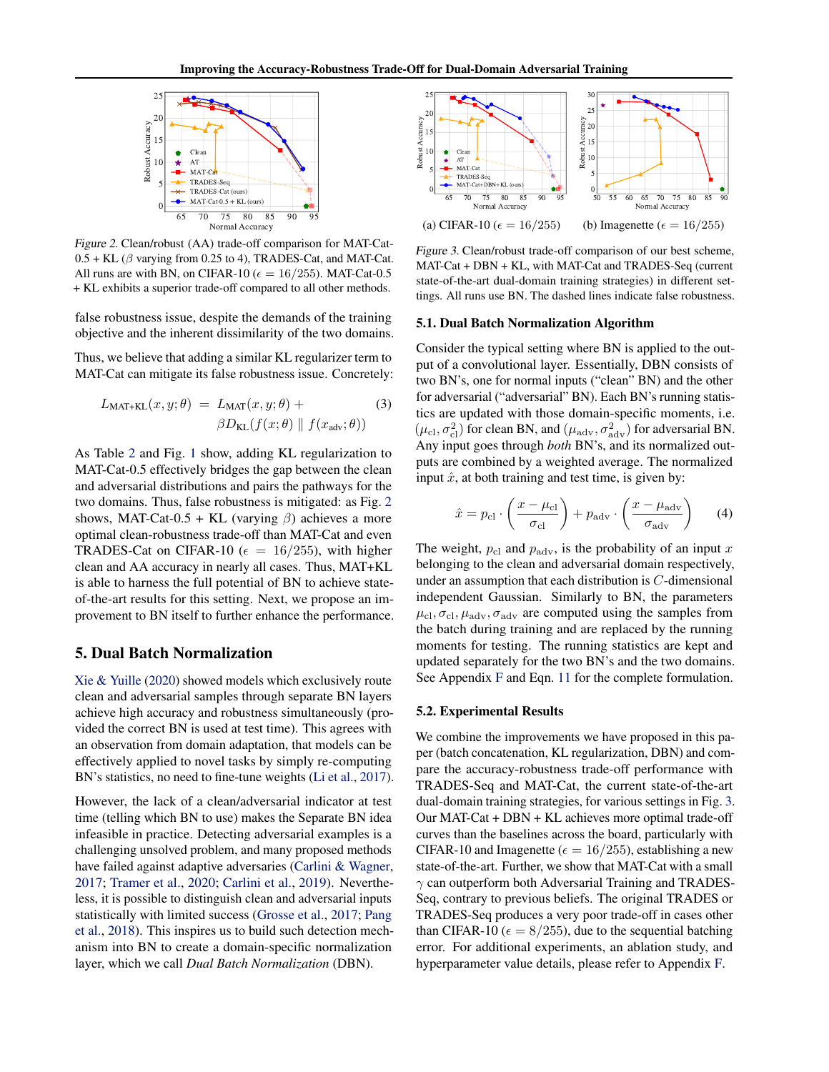Figure 2. Clean/robust (AA) trade-off comparison for MAT-Cat-0.5 + KL ($\beta$ varying from 0.25 to 4), TRADES-Cat, and MAT-Cat. All runs are with BN, on CIFAR-10 ($\epsilon = 16/255$). MAT-Cat-0.5 + KL exhibits a superior trade-off compared to all other methods.

(a) CIFAR-10 ($\epsilon = 16/255$) (b) Imagenette ($\epsilon = 16/255$)

Figure 3. Clean/robust trade-off comparison of our best scheme, MAT-Cat + DBN + KL, with MAT-Cat and TRADES-Seq (current state-of-the-art dual-domain training strategies) in different settings. All runs use BN. The dashed lines indicate false robustness.

false robustness issue, despite the demands of the training objective and the inherent dissimilarity of the two domains.

Thus, we believe that adding a similar KL regularizer term to MAT-Cat can mitigate its false robustness issue. Concretely:

$$L_{\text{MAT+KL}}(x, y; \theta) = L_{\text{MAT}}(x, y; \theta) + \beta D_{\text{KL}}(f(x; \theta) \parallel f(x_{\text{adv}}; \theta)) \tag{3}$$

As Table 2 and Fig. 1 show, adding KL regularization to MAT-Cat-0.5 effectively bridges the gap between the clean and adversarial distributions and pairs the pathways for the two domains. Thus, false robustness is mitigated: as Fig. 2 shows, MAT-Cat-0.5 + KL (varying $\beta$) achieves a more optimal clean-robustness trade-off than MAT-Cat and even TRADES-Cat on CIFAR-10 ($\epsilon = 16/255$), with higher clean and AA accuracy in nearly all cases. Thus, MAT+KL is able to harness the full potential of BN to achieve state-of-the-art results for this setting. Next, we propose an improvement to BN itself to further enhance the performance.

## 5. Dual Batch Normalization

Xie & Yuille (2020) showed models which exclusively route clean and adversarial samples through separate BN layers achieve high accuracy and robustness simultaneously (provided the correct BN is used at test time). This agrees with an observation from domain adaptation, that models can be effectively applied to novel tasks by simply re-computing BN's statistics, no need to fine-tune weights (Li et al., 2017).

However, the lack of a clean/adversarial indicator at test time (telling which BN to use) makes the Separate BN idea infeasible in practice. Detecting adversarial examples is a challenging unsolved problem, and many proposed methods have failed against adaptive adversaries (Carlini & Wagner, 2017; Tramer et al., 2020; Carlini et al., 2019). Nevertheless, it is possible to distinguish clean and adversarial inputs statistically with limited success (Grosse et al., 2017; Pang et al., 2018). This inspires us to build such detection mechanism into BN to create a domain-specific normalization layer, which we call *Dual Batch Normalization* (DBN).

### 5.1. Dual Batch Normalization Algorithm

Consider the typical setting where BN is applied to the output of a convolutional layer. Essentially, DBN consists of two BN's, one for normal inputs ("clean" BN) and the other for adversarial ("adversarial" BN). Each BN's running statistics are updated with those domain-specific moments, i.e. $(\mu_{\text{cl}}, \sigma^2_{\text{cl}})$ for clean BN, and $(\mu_{\text{adv}}, \sigma^2_{\text{adv}})$ for adversarial BN. Any input goes through *both* BN's, and its normalized outputs are combined by a weighted average. The normalized input $\hat{x}$, at both training and test time, is given by:

$$\hat{x} = p_{\text{cl}} \cdot \left( \frac{x - \mu_{\text{cl}}}{\sigma_{\text{cl}}} \right) + p_{\text{adv}} \cdot \left( \frac{x - \mu_{\text{adv}}}{\sigma_{\text{adv}}} \right) \tag{4}$$

The weight, $p_{\text{cl}}$ and $p_{\text{adv}}$, is the probability of an input $x$ belonging to the clean and adversarial domain respectively, under an assumption that each distribution is $C$-dimensional independent Gaussian. Similarly to BN, the parameters $\mu_{\text{cl}}, \sigma_{\text{cl}}, \mu_{\text{adv}}, \sigma_{\text{adv}}$ are computed using the samples from the batch during training and are replaced by the running moments for testing. The running statistics are kept and updated separately for the two BN's and the two domains. See Appendix F and Eqn. 11 for the complete formulation.

### 5.2. Experimental Results

We combine the improvements we have proposed in this paper (batch concatenation, KL regularization, DBN) and compare the accuracy-robustness trade-off performance with TRADES-Seq and MAT-Cat, the current state-of-the-art dual-domain training strategies, for various settings in Fig. 3. Our MAT-Cat + DBN + KL achieves more optimal trade-off curves than the baselines across the board, particularly with CIFAR-10 and Imagenette ($\epsilon = 16/255$), establishing a new state-of-the-art. Further, we show that MAT-Cat with a small $\gamma$ can outperform both Adversarial Training and TRADES-Seq, contrary to previous beliefs. The original TRADES or TRADES-Seq produces a very poor trade-off in cases other than CIFAR-10 ($\epsilon = 8/255$), due to the sequential batching error. For additional experiments, an ablation study, and hyperparameter value details, please refer to Appendix F.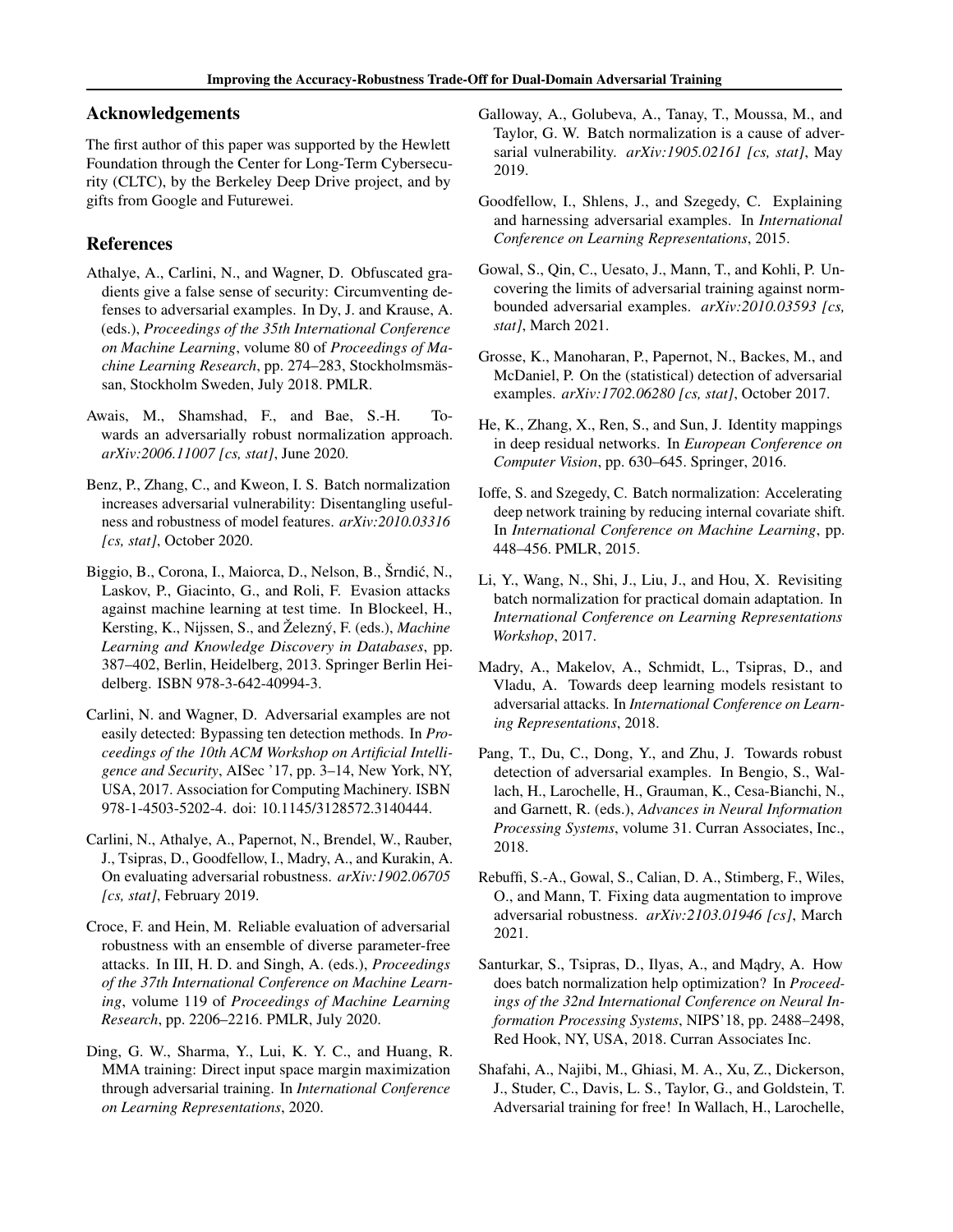## Acknowledgements

The first author of this paper was supported by the Hewlett Foundation through the Center for Long-Term Cybersecurity (CLTC), by the Berkeley Deep Drive project, and by gifts from Google and Futurewei.

## References

Athalye, A., Carlini, N., and Wagner, D. Obfuscated gradients give a false sense of security: Circumventing defenses to adversarial examples. In Dy, J. and Krause, A. (eds.), *Proceedings of the 35th International Conference on Machine Learning*, volume 80 of *Proceedings of Machine Learning Research*, pp. 274–283, Stockholmsmässan, Stockholm Sweden, July 2018. PMLR.

Awais, M., Shamshad, F., and Bae, S.-H. Towards an adversarially robust normalization approach. *arXiv:2006.11007 [cs, stat]*, June 2020.

Benz, P., Zhang, C., and Kweon, I. S. Batch normalization increases adversarial vulnerability: Disentangling usefulness and robustness of model features. *arXiv:2010.03316 [cs, stat]*, October 2020.

Biggio, B., Corona, I., Maiorca, D., Nelson, B., Šrndić, N., Laskov, P., Giacinto, G., and Roli, F. Evasion attacks against machine learning at test time. In Blockeel, H., Kersting, K., Nijssen, S., and Železný, F. (eds.), *Machine Learning and Knowledge Discovery in Databases*, pp. 387–402, Berlin, Heidelberg, 2013. Springer Berlin Heidelberg. ISBN 978-3-642-40994-3.

Carlini, N. and Wagner, D. Adversarial examples are not easily detected: Bypassing ten detection methods. In *Proceedings of the 10th ACM Workshop on Artificial Intelligence and Security*, AISec '17, pp. 3–14, New York, NY, USA, 2017. Association for Computing Machinery. ISBN 978-1-4503-5202-4. doi: 10.1145/3128572.3140444.

Carlini, N., Athalye, A., Papernot, N., Brendel, W., Rauber, J., Tsipras, D., Goodfellow, I., Madry, A., and Kurakin, A. On evaluating adversarial robustness. *arXiv:1902.06705 [cs, stat]*, February 2019.

Croce, F. and Hein, M. Reliable evaluation of adversarial robustness with an ensemble of diverse parameter-free attacks. In III, H. D. and Singh, A. (eds.), *Proceedings of the 37th International Conference on Machine Learning*, volume 119 of *Proceedings of Machine Learning Research*, pp. 2206–2216. PMLR, July 2020.

Ding, G. W., Sharma, Y., Lui, K. Y. C., and Huang, R. MMA training: Direct input space margin maximization through adversarial training. In *International Conference on Learning Representations*, 2020.

Galloway, A., Golubeva, A., Tanay, T., Moussa, M., and Taylor, G. W. Batch normalization is a cause of adversarial vulnerability. *arXiv:1905.02161 [cs, stat]*, May 2019.

Goodfellow, I., Shlens, J., and Szegedy, C. Explaining and harnessing adversarial examples. In *International Conference on Learning Representations*, 2015.

Gowal, S., Qin, C., Uesato, J., Mann, T., and Kohli, P. Uncovering the limits of adversarial training against norm-bounded adversarial examples. *arXiv:2010.03593 [cs, stat]*, March 2021.

Grosse, K., Manoharan, P., Papernot, N., Backes, M., and McDaniel, P. On the (statistical) detection of adversarial examples. *arXiv:1702.06280 [cs, stat]*, October 2017.

He, K., Zhang, X., Ren, S., and Sun, J. Identity mappings in deep residual networks. In *European Conference on Computer Vision*, pp. 630–645. Springer, 2016.

Ioffe, S. and Szegedy, C. Batch normalization: Accelerating deep network training by reducing internal covariate shift. In *International Conference on Machine Learning*, pp. 448–456. PMLR, 2015.

Li, Y., Wang, N., Shi, J., Liu, J., and Hou, X. Revisiting batch normalization for practical domain adaptation. In *International Conference on Learning Representations Workshop*, 2017.

Madry, A., Makelov, A., Schmidt, L., Tsipras, D., and Vladu, A. Towards deep learning models resistant to adversarial attacks. In *International Conference on Learning Representations*, 2018.

Pang, T., Du, C., Dong, Y., and Zhu, J. Towards robust detection of adversarial examples. In Bengio, S., Wallach, H., Larochelle, H., Grauman, K., Cesa-Bianchi, N., and Garnett, R. (eds.), *Advances in Neural Information Processing Systems*, volume 31. Curran Associates, Inc., 2018.

Rebuffi, S.-A., Gowal, S., Calian, D. A., Stimberg, F., Wiles, O., and Mann, T. Fixing data augmentation to improve adversarial robustness. *arXiv:2103.01946 [cs]*, March 2021.

Santurkar, S., Tsipras, D., Ilyas, A., and Mądry, A. How does batch normalization help optimization? In *Proceedings of the 32nd International Conference on Neural Information Processing Systems*, NIPS'18, pp. 2488–2498, Red Hook, NY, USA, 2018. Curran Associates Inc.

Shafahi, A., Najibi, M., Ghiasi, M. A., Xu, Z., Dickerson, J., Studer, C., Davis, L. S., Taylor, G., and Goldstein, T. Adversarial training for free! In Wallach, H., Larochelle,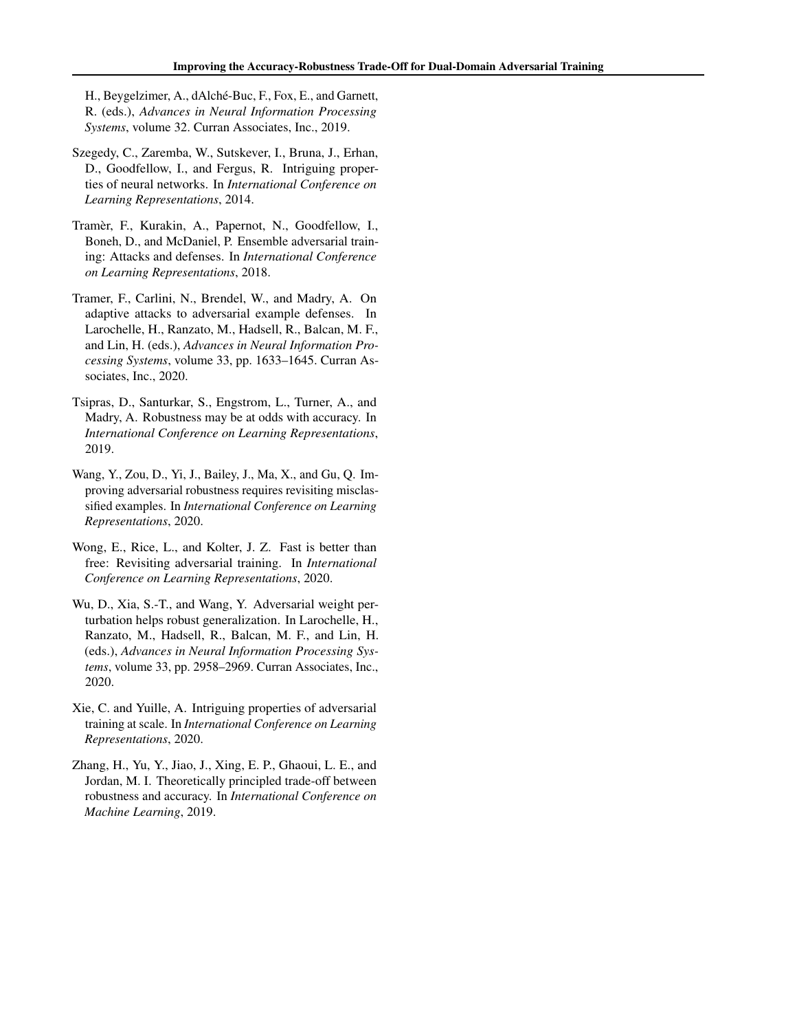H., Beygelzimer, A., dAlché-Buc, F., Fox, E., and Garnett, R. (eds.), *Advances in Neural Information Processing Systems*, volume 32. Curran Associates, Inc., 2019.

Szegedy, C., Zaremba, W., Sutskever, I., Bruna, J., Erhan, D., Goodfellow, I., and Fergus, R. Intriguing properties of neural networks. In *International Conference on Learning Representations*, 2014.

Tramèr, F., Kurakin, A., Papernot, N., Goodfellow, I., Boneh, D., and McDaniel, P. Ensemble adversarial training: Attacks and defenses. In *International Conference on Learning Representations*, 2018.

Tramer, F., Carlini, N., Brendel, W., and Madry, A. On adaptive attacks to adversarial example defenses. In Larochelle, H., Ranzato, M., Hadsell, R., Balcan, M. F., and Lin, H. (eds.), *Advances in Neural Information Processing Systems*, volume 33, pp. 1633–1645. Curran Associates, Inc., 2020.

Tsipras, D., Santurkar, S., Engstrom, L., Turner, A., and Madry, A. Robustness may be at odds with accuracy. In *International Conference on Learning Representations*, 2019.

Wang, Y., Zou, D., Yi, J., Bailey, J., Ma, X., and Gu, Q. Improving adversarial robustness requires revisiting misclassified examples. In *International Conference on Learning Representations*, 2020.

Wong, E., Rice, L., and Kolter, J. Z. Fast is better than free: Revisiting adversarial training. In *International Conference on Learning Representations*, 2020.

Wu, D., Xia, S.-T., and Wang, Y. Adversarial weight perturbation helps robust generalization. In Larochelle, H., Ranzato, M., Hadsell, R., Balcan, M. F., and Lin, H. (eds.), *Advances in Neural Information Processing Systems*, volume 33, pp. 2958–2969. Curran Associates, Inc., 2020.

Xie, C. and Yuille, A. Intriguing properties of adversarial training at scale. In *International Conference on Learning Representations*, 2020.

Zhang, H., Yu, Y., Jiao, J., Xing, E. P., Ghaoui, L. E., and Jordan, M. I. Theoretically principled trade-off between robustness and accuracy. In *International Conference on Machine Learning*, 2019.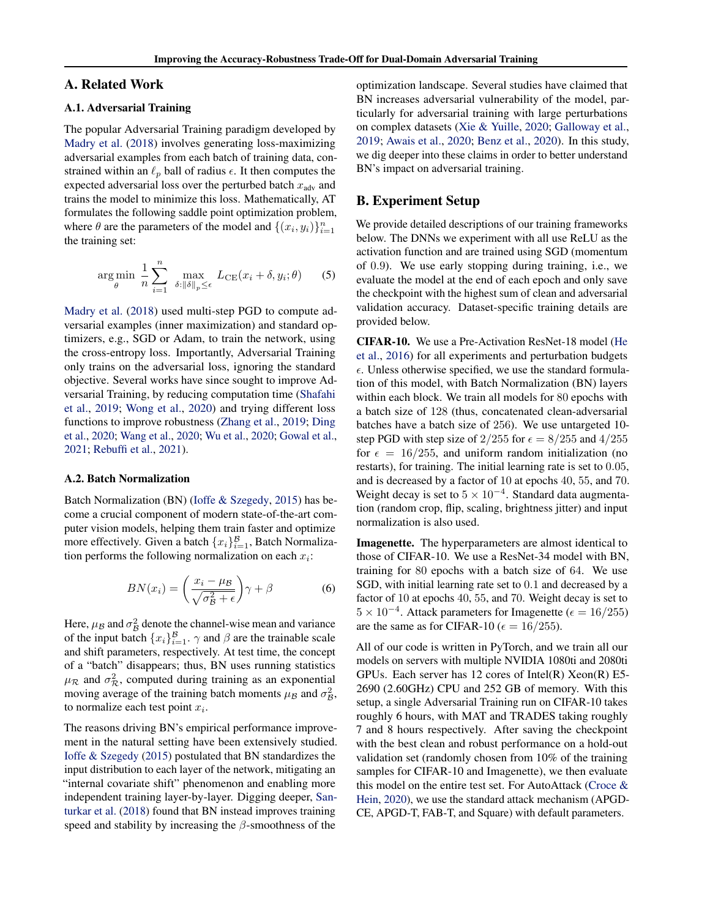# A. Related Work

## A.1. Adversarial Training

The popular Adversarial Training paradigm developed by Madry et al. (2018) involves generating loss-maximizing adversarial examples from each batch of training data, constrained within an $\ell_p$ ball of radius $\epsilon$. It then computes the expected adversarial loss over the perturbed batch $x_{\text{adv}}$ and trains the model to minimize this loss. Mathematically, AT formulates the following saddle point optimization problem, where $\theta$ are the parameters of the model and $\{(x_i, y_i)\}_{i=1}^{n}$ the training set:

$$\arg\min_{\theta} \frac{1}{n}\sum_{i=1}^{n} \max_{\delta:\|\delta\|_p \leq \epsilon} L_{\text{CE}}(x_i + \delta, y_i; \theta) \quad (5)$$

Madry et al. (2018) used multi-step PGD to compute adversarial examples (inner maximization) and standard optimizers, e.g., SGD or Adam, to train the network, using the cross-entropy loss. Importantly, Adversarial Training only trains on the adversarial loss, ignoring the standard objective. Several works have since sought to improve Adversarial Training, by reducing computation time (Shafahi et al., 2019; Wong et al., 2020) and trying different loss functions to improve robustness (Zhang et al., 2019; Ding et al., 2020; Wang et al., 2020; Wu et al., 2020; Gowal et al., 2021; Rebuffi et al., 2021).

## A.2. Batch Normalization

Batch Normalization (BN) (Ioffe & Szegedy, 2015) has become a crucial component of modern state-of-the-art computer vision models, helping them train faster and optimize more effectively. Given a batch $\{x_i\}_{i=1}^{\mathcal{B}}$, Batch Normalization performs the following normalization on each $x_i$:

$$BN(x_i) = \left(\frac{x_i - \mu_{\mathcal{B}}}{\sqrt{\sigma_{\mathcal{B}}^2 + \epsilon}}\right)\gamma + \beta \quad (6)$$

Here, $\mu_{\mathcal{B}}$ and $\sigma_{\mathcal{B}}^2$ denote the channel-wise mean and variance of the input batch $\{x_i\}_{i=1}^{\mathcal{B}}$. $\gamma$ and $\beta$ are the trainable scale and shift parameters, respectively. At test time, the concept of a "batch" disappears; thus, BN uses running statistics $\mu_{\mathcal{R}}$ and $\sigma_{\mathcal{R}}^2$, computed during training as an exponential moving average of the training batch moments $\mu_{\mathcal{B}}$ and $\sigma_{\mathcal{B}}^2$, to normalize each test point $x_i$.

The reasons driving BN's empirical performance improvement in the natural setting have been extensively studied. Ioffe & Szegedy (2015) postulated that BN standardizes the input distribution to each layer of the network, mitigating an "internal covariate shift" phenomenon and enabling more independent training layer-by-layer. Digging deeper, Santurkar et al. (2018) found that BN instead improves training speed and stability by increasing the $\beta$-smoothness of the optimization landscape. Several studies have claimed that BN increases adversarial vulnerability of the model, particularly for adversarial training with large perturbations on complex datasets (Xie & Yuille, 2020; Galloway et al., 2019; Awais et al., 2020; Benz et al., 2020). In this study, we dig deeper into these claims in order to better understand BN's impact on adversarial training.

# B. Experiment Setup

We provide detailed descriptions of our training frameworks below. The DNNs we experiment with all use ReLU as the activation function and are trained using SGD (momentum of 0.9). We use early stopping during training, i.e., we evaluate the model at the end of each epoch and only save the checkpoint with the highest sum of clean and adversarial validation accuracy. Dataset-specific training details are provided below.

**CIFAR-10.** We use a Pre-Activation ResNet-18 model (He et al., 2016) for all experiments and perturbation budgets $\epsilon$. Unless otherwise specified, we use the standard formulation of this model, with Batch Normalization (BN) layers within each block. We train all models for 80 epochs with a batch size of 128 (thus, concatenated clean-adversarial batches have a batch size of 256). We use untargeted 10-step PGD with step size of $2/255$ for $\epsilon = 8/255$ and $4/255$ for $\epsilon = 16/255$, and uniform random initialization (no restarts), for training. The initial learning rate is set to 0.05, and is decreased by a factor of 10 at epochs 40, 55, and 70. Weight decay is set to $5 \times 10^{-4}$. Standard data augmentation (random crop, flip, scaling, brightness jitter) and input normalization is also used.

**Imagenette.** The hyperparameters are almost identical to those of CIFAR-10. We use a ResNet-34 model with BN, training for 80 epochs with a batch size of 64. We use SGD, with initial learning rate set to 0.1 and decreased by a factor of 10 at epochs 40, 55, and 70. Weight decay is set to $5 \times 10^{-4}$. Attack parameters for Imagenette ($\epsilon = 16/255$) are the same as for CIFAR-10 ($\epsilon = 16/255$).

All of our code is written in PyTorch, and we train all our models on servers with multiple NVIDIA 1080ti and 2080ti GPUs. Each server has 12 cores of Intel(R) Xeon(R) E5-2690 (2.60GHz) CPU and 252 GB of memory. With this setup, a single Adversarial Training run on CIFAR-10 takes roughly 6 hours, with MAT and TRADES taking roughly 7 and 8 hours respectively. After saving the checkpoint with the best clean and robust performance on a hold-out validation set (randomly chosen from 10% of the training samples for CIFAR-10 and Imagenette), we then evaluate this model on the entire test set. For AutoAttack (Croce & Hein, 2020), we use the standard attack mechanism (APGD-CE, APGD-T, FAB-T, and Square) with default parameters.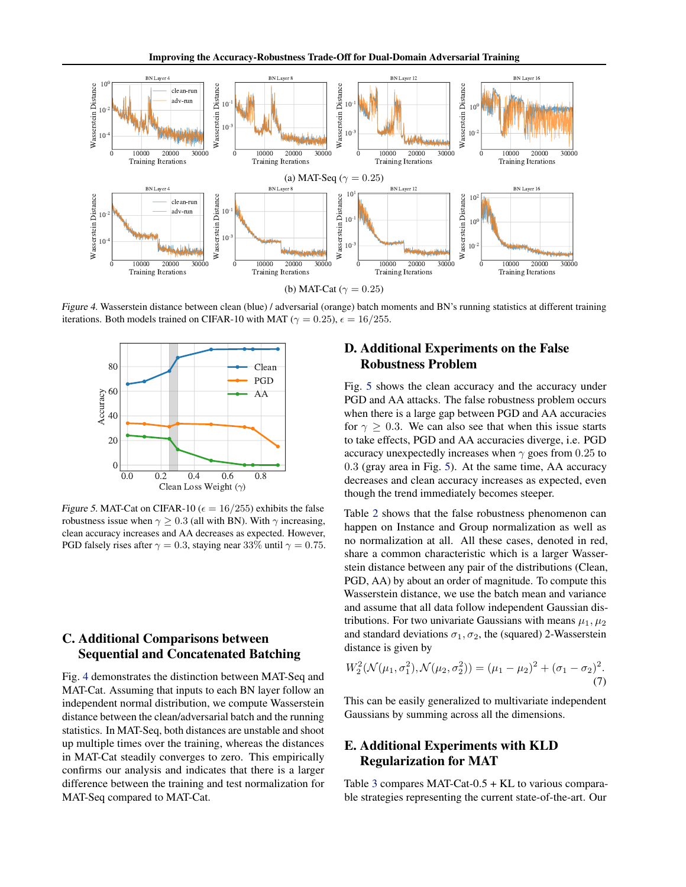(a) MAT-Seq ($\gamma = 0.25$)

(b) MAT-Cat ($\gamma = 0.25$)

*Figure 4.* Wasserstein distance between clean (blue) / adversarial (orange) batch moments and BN's running statistics at different training iterations. Both models trained on CIFAR-10 with MAT ($\gamma = 0.25$), $\epsilon = 16/255$.

*Figure 5.* MAT-Cat on CIFAR-10 ($\epsilon = 16/255$) exhibits the false robustness issue when $\gamma \geq 0.3$ (all with BN). With $\gamma$ increasing, clean accuracy increases and AA decreases as expected. However, PGD falsely rises after $\gamma = 0.3$, staying near 33% until $\gamma = 0.75$.

## C. Additional Comparisons between Sequential and Concatenated Batching

Fig. 4 demonstrates the distinction between MAT-Seq and MAT-Cat. Assuming that inputs to each BN layer follow an independent normal distribution, we compute Wasserstein distance between the clean/adversarial batch and the running statistics. In MAT-Seq, both distances are unstable and shoot up multiple times over the training, whereas the distances in MAT-Cat steadily converges to zero. This empirically confirms our analysis and indicates that there is a larger difference between the training and test normalization for MAT-Seq compared to MAT-Cat.

## D. Additional Experiments on the False Robustness Problem

Fig. 5 shows the clean accuracy and the accuracy under PGD and AA attacks. The false robustness problem occurs when there is a large gap between PGD and AA accuracies for $\gamma \geq 0.3$. We can also see that when this issue starts to take effects, PGD and AA accuracies diverge, i.e. PGD accuracy unexpectedly increases when $\gamma$ goes from $0.25$ to $0.3$ (gray area in Fig. 5). At the same time, AA accuracy decreases and clean accuracy increases as expected, even though the trend immediately becomes steeper.

Table 2 shows that the false robustness phenomenon can happen on Instance and Group normalization as well as no normalization at all. All these cases, denoted in red, share a common characteristic which is a larger Wasserstein distance between any pair of the distributions (Clean, PGD, AA) by about an order of magnitude. To compute this Wasserstein distance, we use the batch mean and variance and assume that all data follow independent Gaussian distributions. For two univariate Gaussians with means $\mu_1, \mu_2$ and standard deviations $\sigma_1, \sigma_2$, the (squared) 2-Wasserstein distance is given by

$$W_2^2(\mathcal{N}(\mu_1, \sigma_1^2), \mathcal{N}(\mu_2, \sigma_2^2)) = (\mu_1 - \mu_2)^2 + (\sigma_1 - \sigma_2)^2. \tag{7}$$

This can be easily generalized to multivariate independent Gaussians by summing across all the dimensions.

## E. Additional Experiments with KLD Regularization for MAT

Table 3 compares MAT-Cat-0.5 + KL to various comparable strategies representing the current state-of-the-art. Our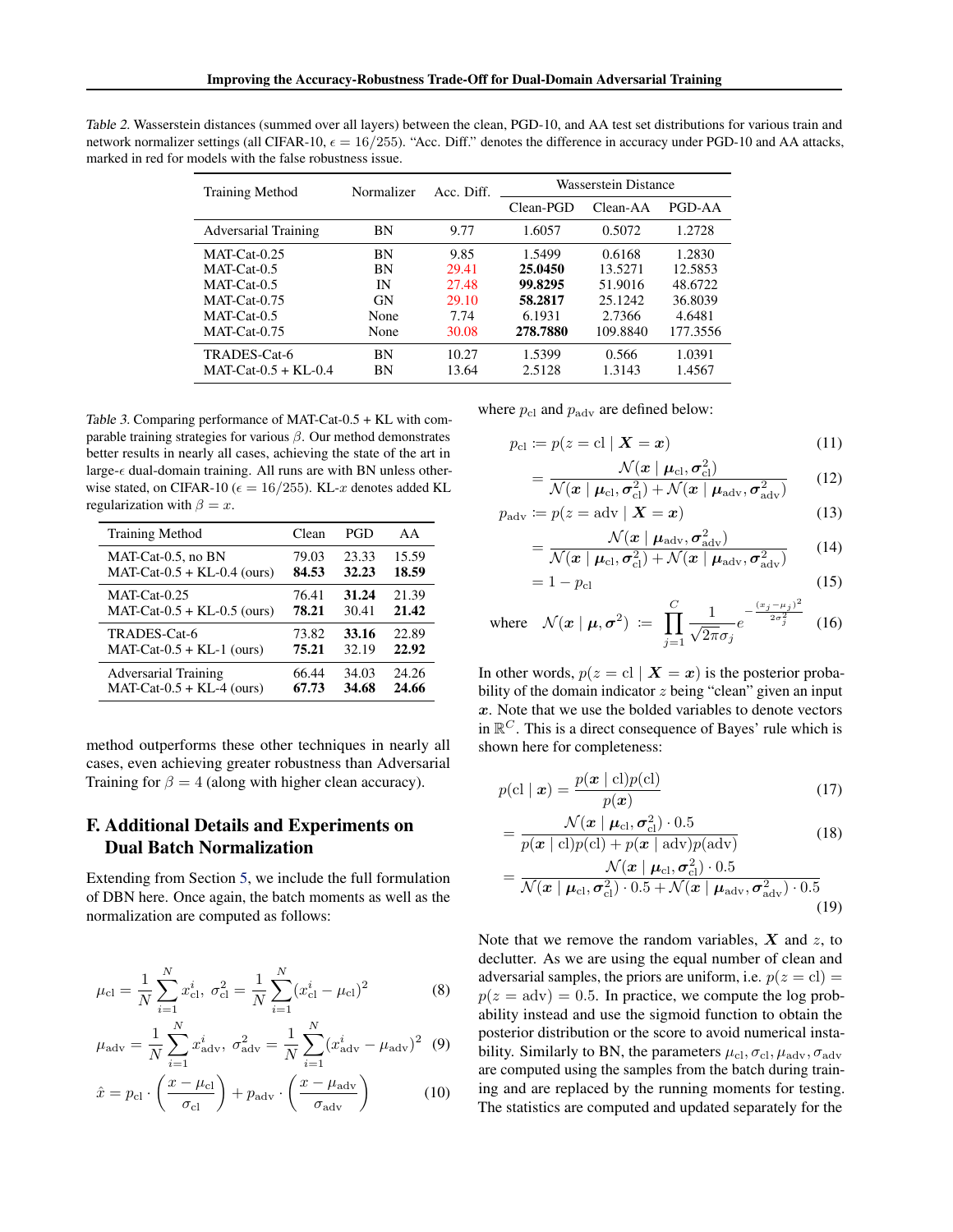Table 2. Wasserstein distances (summed over all layers) between the clean, PGD-10, and AA test set distributions for various train and network normalizer settings (all CIFAR-10, $\epsilon = 16/255$). "Acc. Diff." denotes the difference in accuracy under PGD-10 and AA attacks, marked in red for models with the false robustness issue.

| Training Method | Normalizer | Acc. Diff. | Wasserstein Distance | | |
|---|---|---|---|---|---|
| | | | Clean-PGD | Clean-AA | PGD-AA |
| Adversarial Training | BN | 9.77 | 1.6057 | 0.5072 | 1.2728 |
| MAT-Cat-0.25 | BN | 9.85 | 1.5499 | 0.6168 | 1.2830 |
| MAT-Cat-0.5 | BN | 29.41 | **25.0450** | 13.5271 | 12.5853 |
| MAT-Cat-0.5 | IN | 27.48 | **99.8295** | 51.9016 | 48.6722 |
| MAT-Cat-0.75 | GN | 29.10 | **58.2817** | 25.1242 | 36.8039 |
| MAT-Cat-0.5 | None | 7.74 | 6.1931 | 2.7366 | 4.6481 |
| MAT-Cat-0.75 | None | 30.08 | **278.7880** | 109.8840 | 177.3556 |
| TRADES-Cat-6 | BN | 10.27 | 1.5399 | 0.566 | 1.0391 |
| MAT-Cat-0.5 + KL-0.4 | BN | 13.64 | 2.5128 | 1.3143 | 1.4567 |

Table 3. Comparing performance of MAT-Cat-0.5 + KL with comparable training strategies for various $\beta$. Our method demonstrates better results in nearly all cases, achieving the state of the art in large-$\epsilon$ dual-domain training. All runs are with BN unless otherwise stated, on CIFAR-10 ($\epsilon = 16/255$). KL-$x$ denotes added KL regularization with $\beta = x$.

| Training Method | Clean | PGD | AA |
|---|---|---|---|
| MAT-Cat-0.5, no BN | 79.03 | 23.33 | 15.59 |
| MAT-Cat-0.5 + KL-0.4 (ours) | **84.53** | **32.23** | **18.59** |
| MAT-Cat-0.25 | 76.41 | **31.24** | 21.39 |
| MAT-Cat-0.5 + KL-0.5 (ours) | **78.21** | 30.41 | **21.42** |
| TRADES-Cat-6 | 73.82 | **33.16** | 22.89 |
| MAT-Cat-0.5 + KL-1 (ours) | **75.21** | 32.19 | **22.92** |
| Adversarial Training | 66.44 | 34.03 | 24.26 |
| MAT-Cat-0.5 + KL-4 (ours) | **67.73** | **34.68** | **24.66** |

method outperforms these other techniques in nearly all cases, even achieving greater robustness than Adversarial Training for $\beta = 4$ (along with higher clean accuracy).

## F. Additional Details and Experiments on Dual Batch Normalization

Extending from Section 5, we include the full formulation of DBN here. Once again, the batch moments as well as the normalization are computed as follows:

$$\mu_{\mathrm{cl}} = \frac{1}{N}\sum_{i=1}^{N} x_{\mathrm{cl}}^{i},\ \sigma_{\mathrm{cl}}^{2} = \frac{1}{N}\sum_{i=1}^{N}(x_{\mathrm{cl}}^{i} - \mu_{\mathrm{cl}})^2 \tag{8}$$

$$\mu_{\mathrm{adv}} = \frac{1}{N}\sum_{i=1}^{N} x_{\mathrm{adv}}^{i},\ \sigma_{\mathrm{adv}}^{2} = \frac{1}{N}\sum_{i=1}^{N}(x_{\mathrm{adv}}^{i} - \mu_{\mathrm{adv}})^2 \tag{9}$$

$$\hat{x} = p_{\mathrm{cl}} \cdot \left(\frac{x - \mu_{\mathrm{cl}}}{\sigma_{\mathrm{cl}}}\right) + p_{\mathrm{adv}} \cdot \left(\frac{x - \mu_{\mathrm{adv}}}{\sigma_{\mathrm{adv}}}\right) \tag{10}$$

where $p_{\mathrm{cl}}$ and $p_{\mathrm{adv}}$ are defined below:

$$p_{\mathrm{cl}} := p(z = \mathrm{cl} \mid \boldsymbol{X} = \boldsymbol{x}) \tag{11}$$

$$= \frac{\mathcal{N}(\boldsymbol{x} \mid \boldsymbol{\mu}_{\mathrm{cl}}, \boldsymbol{\sigma}_{\mathrm{cl}}^2)}{\mathcal{N}(\boldsymbol{x} \mid \boldsymbol{\mu}_{\mathrm{cl}}, \boldsymbol{\sigma}_{\mathrm{cl}}^2) + \mathcal{N}(\boldsymbol{x} \mid \boldsymbol{\mu}_{\mathrm{adv}}, \boldsymbol{\sigma}_{\mathrm{adv}}^2)} \tag{12}$$

$$p_{\mathrm{adv}} := p(z = \mathrm{adv} \mid \boldsymbol{X} = \boldsymbol{x}) \tag{13}$$

$$= \frac{\mathcal{N}(\boldsymbol{x} \mid \boldsymbol{\mu}_{\mathrm{adv}}, \boldsymbol{\sigma}_{\mathrm{adv}}^2)}{\mathcal{N}(\boldsymbol{x} \mid \boldsymbol{\mu}_{\mathrm{cl}}, \boldsymbol{\sigma}_{\mathrm{cl}}^2) + \mathcal{N}(\boldsymbol{x} \mid \boldsymbol{\mu}_{\mathrm{adv}}, \boldsymbol{\sigma}_{\mathrm{adv}}^2)} \tag{14}$$

$$= 1 - p_{\mathrm{cl}} \tag{15}$$

$$\text{where} \quad \mathcal{N}(\boldsymbol{x} \mid \boldsymbol{\mu}, \boldsymbol{\sigma}^2) := \prod_{j=1}^{C} \frac{1}{\sqrt{2\pi}\sigma_j} e^{-\frac{(x_j - \mu_j)^2}{2\sigma_j^2}} \tag{16}$$

In other words, $p(z = \mathrm{cl} \mid \boldsymbol{X} = \boldsymbol{x})$ is the posterior probability of the domain indicator $z$ being "clean" given an input $\boldsymbol{x}$. Note that we use the bolded variables to denote vectors in $\mathbb{R}^C$. This is a direct consequence of Bayes' rule which is shown here for completeness:

$$p(\mathrm{cl} \mid \boldsymbol{x}) = \frac{p(\boldsymbol{x} \mid \mathrm{cl})p(\mathrm{cl})}{p(\boldsymbol{x})} \tag{17}$$

$$= \frac{\mathcal{N}(\boldsymbol{x} \mid \boldsymbol{\mu}_{\mathrm{cl}}, \boldsymbol{\sigma}_{\mathrm{cl}}^2) \cdot 0.5}{p(\boldsymbol{x} \mid \mathrm{cl})p(\mathrm{cl}) + p(\boldsymbol{x} \mid \mathrm{adv})p(\mathrm{adv})} \tag{18}$$

$$= \frac{\mathcal{N}(\boldsymbol{x} \mid \boldsymbol{\mu}_{\mathrm{cl}}, \boldsymbol{\sigma}_{\mathrm{cl}}^2) \cdot 0.5}{\mathcal{N}(\boldsymbol{x} \mid \boldsymbol{\mu}_{\mathrm{cl}}, \boldsymbol{\sigma}_{\mathrm{cl}}^2) \cdot 0.5 + \mathcal{N}(\boldsymbol{x} \mid \boldsymbol{\mu}_{\mathrm{adv}}, \boldsymbol{\sigma}_{\mathrm{adv}}^2) \cdot 0.5} \tag{19}$$

Note that we remove the random variables, $\boldsymbol{X}$ and $z$, to declutter. As we are using the equal number of clean and adversarial samples, the priors are uniform, i.e. $p(z = \mathrm{cl}) = p(z = \mathrm{adv}) = 0.5$. In practice, we compute the log probability instead and use the sigmoid function to obtain the posterior distribution or the score to avoid numerical instability. Similarly to BN, the parameters $\mu_{\mathrm{cl}}, \sigma_{\mathrm{cl}}, \mu_{\mathrm{adv}}, \sigma_{\mathrm{adv}}$ are computed using the samples from the batch during training and are replaced by the running moments for testing. The statistics are computed and updated separately for the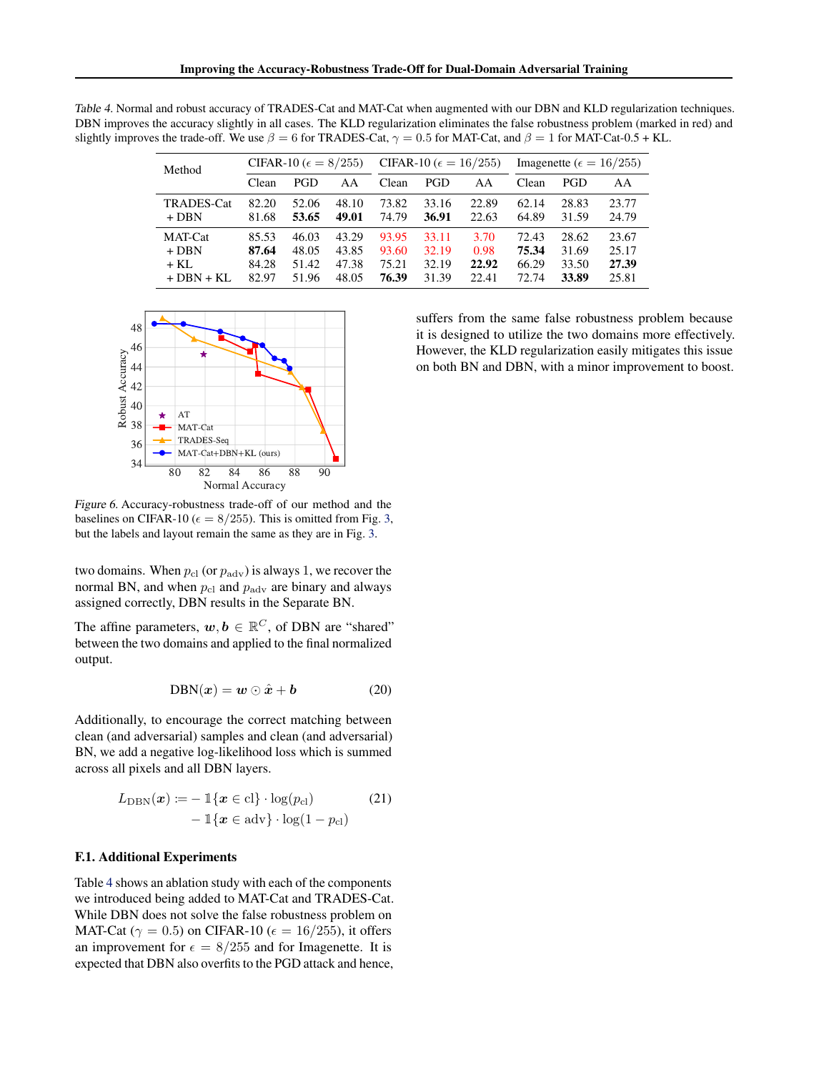*Table 4.* Normal and robust accuracy of TRADES-Cat and MAT-Cat when augmented with our DBN and KLD regularization techniques. DBN improves the accuracy slightly in all cases. The KLD regularization eliminates the false robustness problem (marked in red) and slightly improves the trade-off. We use $\beta = 6$ for TRADES-Cat, $\gamma = 0.5$ for MAT-Cat, and $\beta = 1$ for MAT-Cat-0.5 + KL.

| Method | CIFAR-10 ($\epsilon = 8/255$) | | | CIFAR-10 ($\epsilon = 16/255$) | | | Imagenette ($\epsilon = 16/255$) | | |
|---|---|---|---|---|---|---|---|---|---|
| | Clean | PGD | AA | Clean | PGD | AA | Clean | PGD | AA |
| TRADES-Cat | 82.20 | 52.06 | 48.10 | 73.82 | 33.16 | 22.89 | 62.14 | 28.83 | 23.77 |
| + DBN | 81.68 | **53.65** | **49.01** | 74.79 | **36.91** | 22.63 | 64.89 | 31.59 | 24.79 |
| MAT-Cat | 85.53 | 46.03 | 43.29 | 93.95 | 33.11 | 3.70 | 72.43 | 28.62 | 23.67 |
| + DBN | **87.64** | 48.05 | 43.85 | 93.60 | 32.19 | 0.98 | **75.34** | 31.69 | 25.17 |
| + KL | 84.28 | 51.42 | 47.38 | 75.21 | 32.19 | **22.92** | 66.29 | 33.50 | **27.39** |
| + DBN + KL | 82.97 | 51.96 | 48.05 | **76.39** | 31.39 | 22.41 | 72.74 | **33.89** | 25.81 |

Robust Accuracy
48
46
44
42
40
38
36
34
80 82 84 86 88 90
Normal Accuracy
AT
MAT-Cat
TRADES-Seq
MAT-Cat+DBN+KL (ours)

*Figure 6.* Accuracy-robustness trade-off of our method and the baselines on CIFAR-10 ($\epsilon = 8/255$). This is omitted from Fig. 3, but the labels and layout remain the same as they are in Fig. 3.

two domains. When $p_{\text{cl}}$ (or $p_{\text{adv}}$) is always 1, we recover the normal BN, and when $p_{\text{cl}}$ and $p_{\text{adv}}$ are binary and always assigned correctly, DBN results in the Separate BN.

The affine parameters, $\boldsymbol{w}, \boldsymbol{b} \in \mathbb{R}^C$, of DBN are "shared" between the two domains and applied to the final normalized output.

$$\text{DBN}(\boldsymbol{x}) = \boldsymbol{w} \odot \hat{\boldsymbol{x}} + \boldsymbol{b} \tag{20}$$

Additionally, to encourage the correct matching between clean (and adversarial) samples and clean (and adversarial) BN, we add a negative log-likelihood loss which is summed across all pixels and all DBN layers.

$$\begin{aligned} L_{\text{DBN}}(\boldsymbol{x}) := &- \mathbb{1}\{\boldsymbol{x} \in \text{cl}\} \cdot \log(p_{\text{cl}}) \\ &- \mathbb{1}\{\boldsymbol{x} \in \text{adv}\} \cdot \log(1 - p_{\text{cl}}) \end{aligned} \tag{21}$$

### F.1. Additional Experiments

Table 4 shows an ablation study with each of the components we introduced being added to MAT-Cat and TRADES-Cat. While DBN does not solve the false robustness problem on MAT-Cat ($\gamma = 0.5$) on CIFAR-10 ($\epsilon = 16/255$), it offers an improvement for $\epsilon = 8/255$ and for Imagenette. It is expected that DBN also overfits to the PGD attack and hence, suffers from the same false robustness problem because it is designed to utilize the two domains more effectively. However, the KLD regularization easily mitigates this issue on both BN and DBN, with a minor improvement to boost.